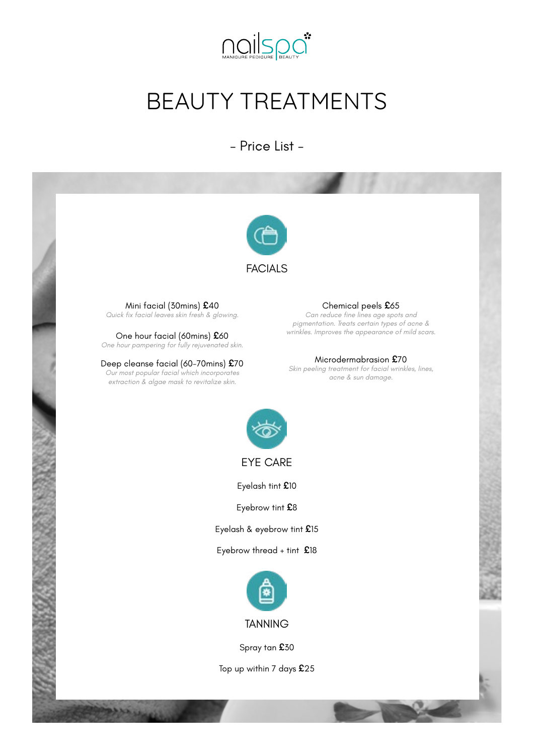nailspa
MANICURE PEDICURE | BEAUTY

# BEAUTY TREATMENTS

- Price List -

## FACIALS

Mini facial (30mins) £40
*Quick fix facial leaves skin fresh & glowing.*

One hour facial (60mins) £60
*One hour pampering for fully rejuvenated skin.*

Deep cleanse facial (60-70mins) £70
*Our most popular facial which incorporates extraction & algae mask to revitalize skin.*

Chemical peels £65
*Can reduce fine lines age spots and pigmentation. Treats certain types of acne & wrinkles. Improves the appearance of mild scars.*

Microdermabrasion £70
*Skin peeling treatment for facial wrinkles, lines, acne & sun damage.*

## EYE CARE

Eyelash tint £10

Eyebrow tint £8

Eyelash & eyebrow tint £15

Eyebrow thread + tint £18

## TANNING

Spray tan £30

Top up within 7 days £25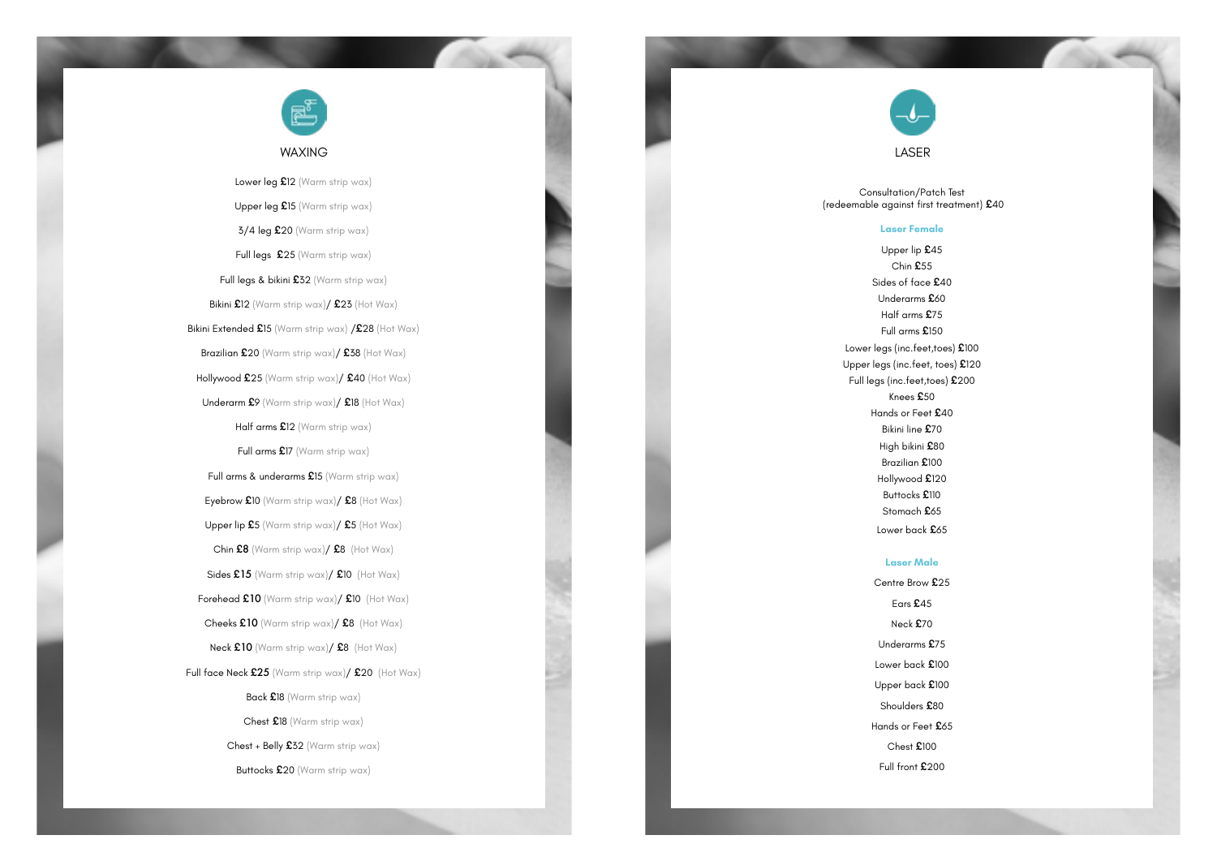## WAXING

Lower leg £12 (Warm strip wax)

Upper leg £15 (Warm strip wax)

3/4 leg £20 (Warm strip wax)

Full legs £25 (Warm strip wax)

Full legs & bikini £32 (Warm strip wax)

Bikini £12 (Warm strip wax)/ £23 (Hot Wax)

Bikini Extended £15 (Warm strip wax) /£28 (Hot Wax)

Brazilian £20 (Warm strip wax)/ £38 (Hot Wax)

Hollywood £25 (Warm strip wax)/ £40 (Hot Wax)

Underarm £9 (Warm strip wax)/ £18 (Hot Wax)

Half arms £12 (Warm strip wax)

Full arms £17 (Warm strip wax)

Full arms & underarms £15 (Warm strip wax)

Eyebrow £10 (Warm strip wax)/ £8 (Hot Wax)

Upper lip £5 (Warm strip wax)/ £5 (Hot Wax)

Chin £8 (Warm strip wax)/ £8 (Hot Wax)

Sides £15 (Warm strip wax)/ £10 (Hot Wax)

Forehead £10 (Warm strip wax)/ £10 (Hot Wax)

Cheeks £10 (Warm strip wax)/ £8 (Hot Wax)

Neck £10 (Warm strip wax)/ £8 (Hot Wax)

Full face Neck £25 (Warm strip wax)/ £20 (Hot Wax)

Back £18 (Warm strip wax)

Chest £18 (Warm strip wax)

Chest + Belly £32 (Warm strip wax)

Buttocks £20 (Warm strip wax)

## LASER

Consultation/Patch Test
(redeemable against first treatment) £40

### Laser Female

Upper lip £45

Chin £55

Sides of face £40

Underarms £60

Half arms £75

Full arms £150

Lower legs (inc.feet,toes) £100

Upper legs (inc.feet, toes) £120

Full legs (inc.feet,toes) £200

Knees £50

Hands or Feet £40

Bikini line £70

High bikini £80

Brazilian £100

Hollywood £120

Buttocks £110

Stomach £65

Lower back £65

### Laser Male

Centre Brow £25

Ears £45

Neck £70

Underarms £75

Lower back £100

Upper back £100

Shoulders £80

Hands or Feet £65

Chest £100

Full front £200